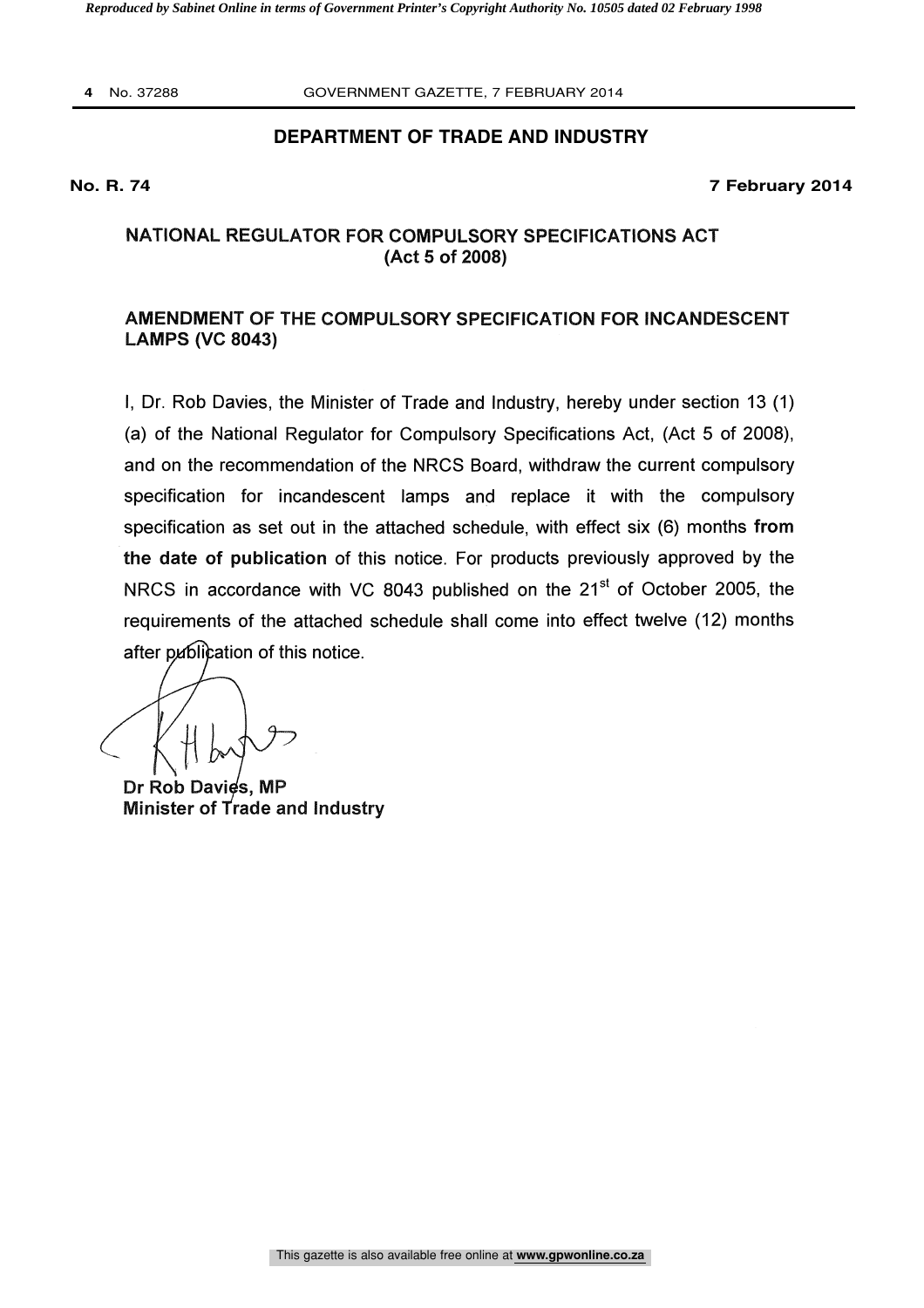## DEPARTMENT OF TRADE AND INDUSTRY

**No. R. 74** **7 February 2014**

### NATIONAL REGULATOR FOR COMPULSORY SPECIFICATIONS ACT (Act 5 of 2008)

### AMENDMENT OF THE COMPULSORY SPECIFICATION FOR INCANDESCENT LAMPS (VC 8043)

I, Dr. Rob Davies, the Minister of Trade and Industry, hereby under section 13 (1) (a) of the National Regulator for Compulsory Specifications Act, (Act 5 of 2008), and on the recommendation of the NRCS Board, withdraw the current compulsory specification for incandescent lamps and replace it with the compulsory specification as set out in the attached schedule, with effect six (6) months **from the date of publication** of this notice. For products previously approved by the NRCS in accordance with VC 8043 published on the 21st of October 2005, the requirements of the attached schedule shall come into effect twelve (12) months after publication of this notice.

**Dr Rob Davies, MP**
**Minister of Trade and Industry**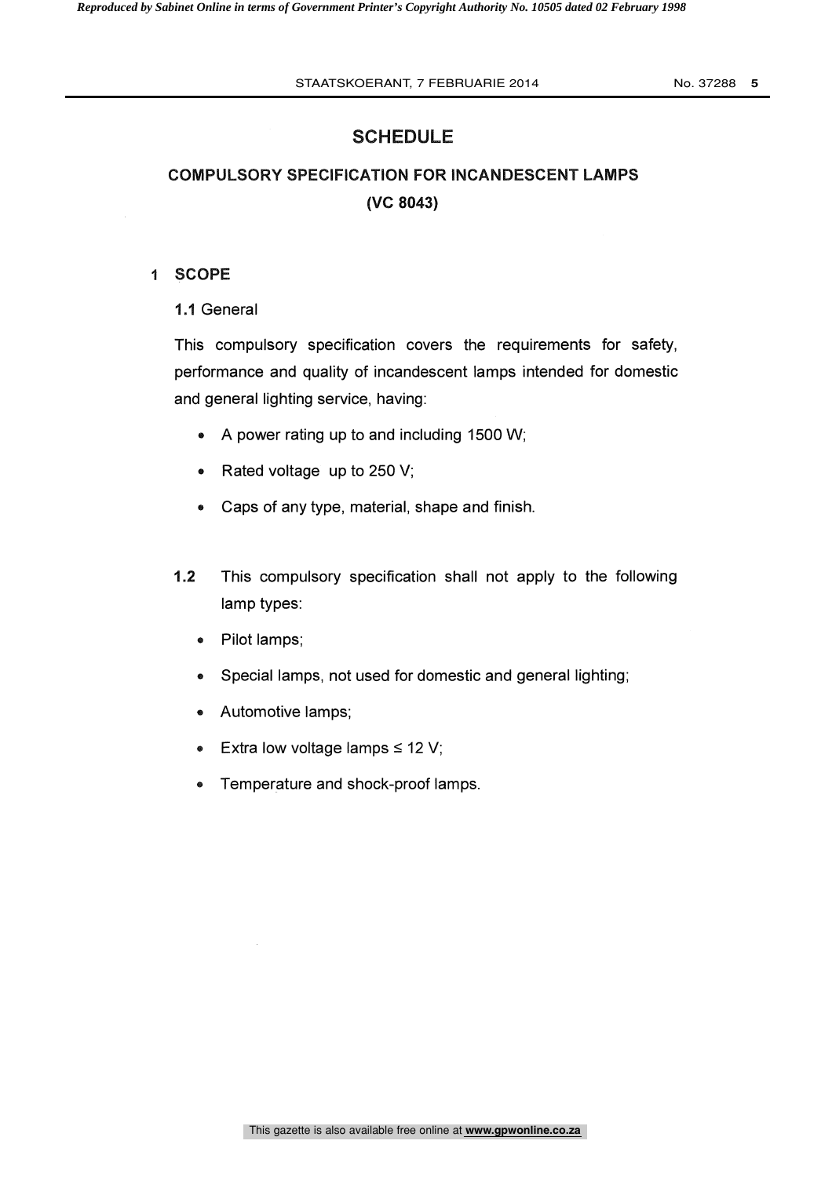# SCHEDULE

## COMPULSORY SPECIFICATION FOR INCANDESCENT LAMPS (VC 8043)

### 1 SCOPE

**1.1** General

This compulsory specification covers the requirements for safety, performance and quality of incandescent lamps intended for domestic and general lighting service, having:

- A power rating up to and including 1500 W;
- Rated voltage up to 250 V;
- Caps of any type, material, shape and finish.

**1.2** This compulsory specification shall not apply to the following lamp types:

- Pilot lamps;
- Special lamps, not used for domestic and general lighting;
- Automotive lamps;
- Extra low voltage lamps ≤ 12 V;
- Temperature and shock-proof lamps.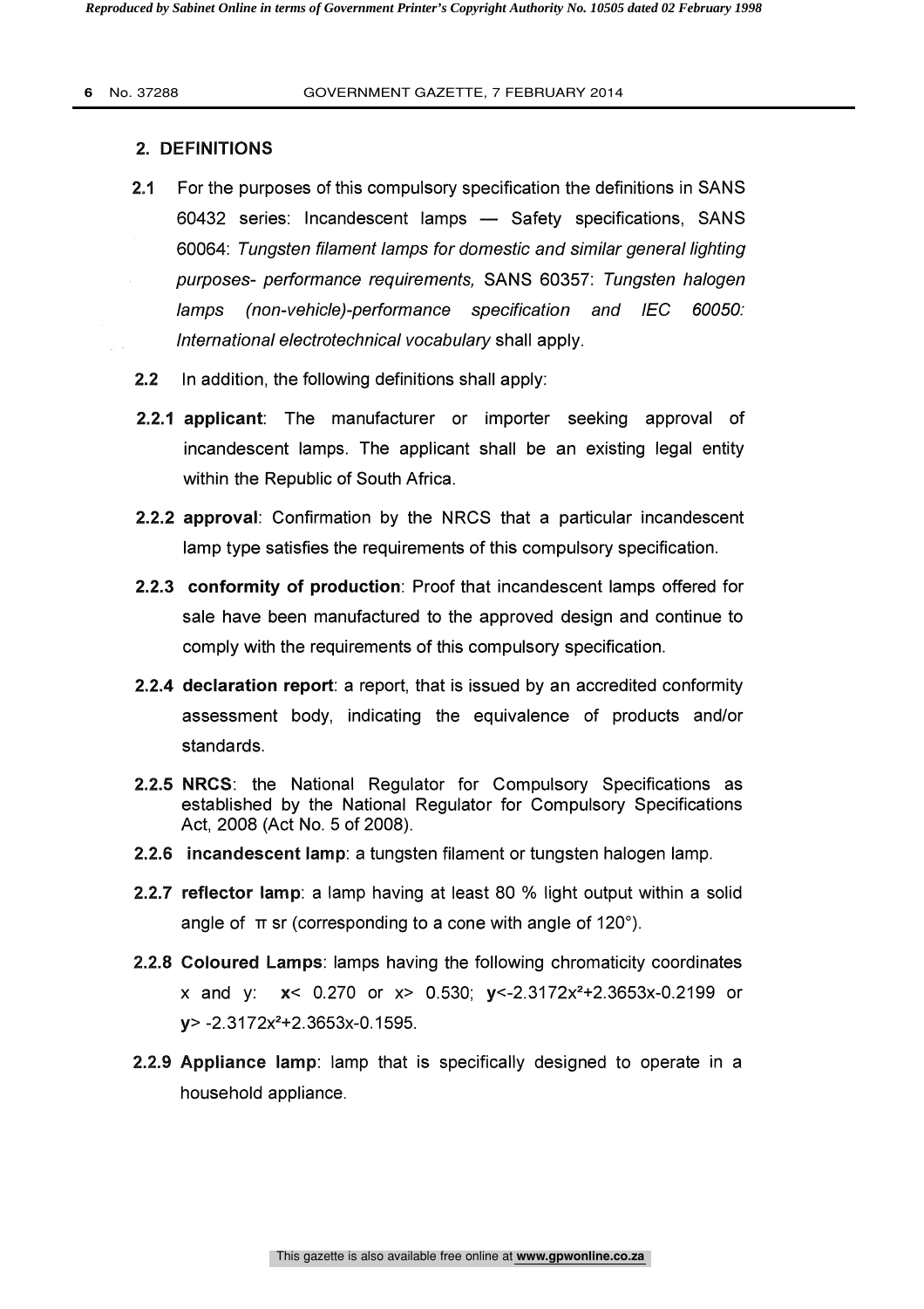## 2. DEFINITIONS

**2.1** For the purposes of this compulsory specification the definitions in SANS 60432 series: Incandescent lamps — Safety specifications, SANS 60064: *Tungsten filament lamps for domestic and similar general lighting purposes- performance requirements,* SANS 60357: *Tungsten halogen lamps (non-vehicle)-performance specification* and *IEC 60050: International electrotechnical vocabulary* shall apply.

**2.2** In addition, the following definitions shall apply:

**2.2.1 applicant**: The manufacturer or importer seeking approval of incandescent lamps. The applicant shall be an existing legal entity within the Republic of South Africa.

**2.2.2 approval**: Confirmation by the NRCS that a particular incandescent lamp type satisfies the requirements of this compulsory specification.

**2.2.3 conformity of production**: Proof that incandescent lamps offered for sale have been manufactured to the approved design and continue to comply with the requirements of this compulsory specification.

**2.2.4 declaration report**: a report, that is issued by an accredited conformity assessment body, indicating the equivalence of products and/or standards.

**2.2.5 NRCS**: the National Regulator for Compulsory Specifications as established by the National Regulator for Compulsory Specifications Act, 2008 (Act No. 5 of 2008).

**2.2.6 incandescent lamp**: a tungsten filament or tungsten halogen lamp.

**2.2.7 reflector lamp**: a lamp having at least 80 % light output within a solid angle of $\pi$ sr (corresponding to a cone with angle of 120°).

**2.2.8 Coloured Lamps**: lamps having the following chromaticity coordinates x and y: **x**$< 0.270$ or $x > 0.530$; **y**$< -2.3172x^2+2.3653x-0.2199$ or **y**$> -2.3172x^2+2.3653x-0.1595$.

**2.2.9 Appliance lamp**: lamp that is specifically designed to operate in a household appliance.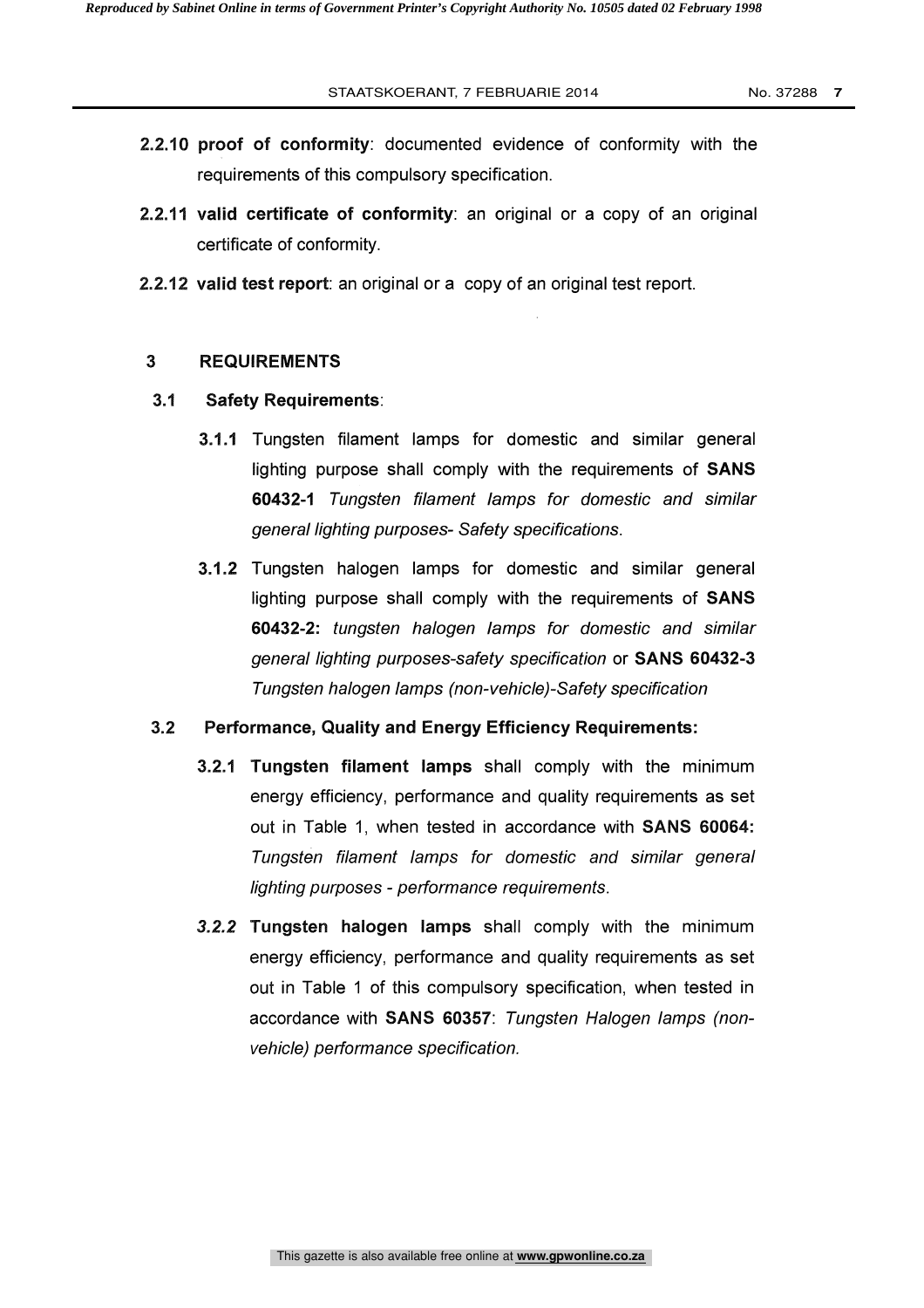**2.2.10 proof of conformity**: documented evidence of conformity with the requirements of this compulsory specification.

**2.2.11 valid certificate of conformity**: an original or a copy of an original certificate of conformity.

**2.2.12 valid test report**: an original or a copy of an original test report.

## 3 REQUIREMENTS

### 3.1 Safety Requirements:

**3.1.1** Tungsten filament lamps for domestic and similar general lighting purpose shall comply with the requirements of **SANS 60432-1** *Tungsten filament lamps for domestic and similar general lighting purposes- Safety specifications.*

**3.1.2** Tungsten halogen lamps for domestic and similar general lighting purpose shall comply with the requirements of **SANS 60432-2:** *tungsten halogen lamps for domestic and similar general lighting purposes-safety specification* or **SANS 60432-3** *Tungsten halogen lamps (non-vehicle)-Safety specification*

### 3.2 Performance, Quality and Energy Efficiency Requirements:

**3.2.1 Tungsten filament lamps** shall comply with the minimum energy efficiency, performance and quality requirements as set out in Table 1, when tested in accordance with **SANS 60064:** *Tungsten filament lamps for domestic and similar general lighting purposes - performance requirements.*

***3.2.2*** **Tungsten halogen lamps** shall comply with the minimum energy efficiency, performance and quality requirements as set out in Table 1 of this compulsory specification, when tested in accordance with **SANS 60357**: *Tungsten Halogen lamps (non-vehicle) performance specification.*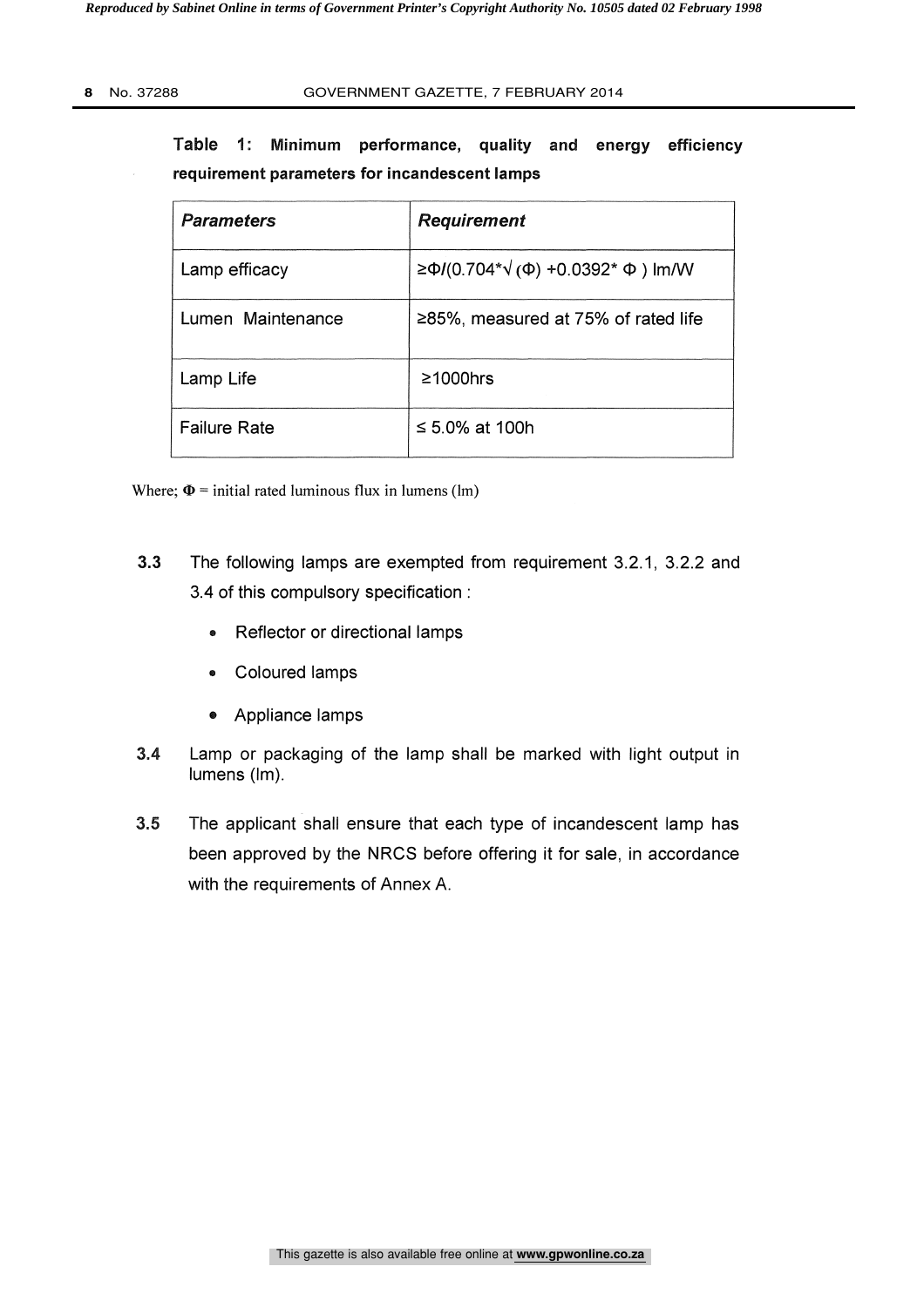**Table 1: Minimum performance, quality and energy efficiency requirement parameters for incandescent lamps**

| *Parameters* | *Requirement* |
|---|---|
| Lamp efficacy | $\geq \Phi/(0.704*\sqrt{(\Phi)} + 0.0392*\Phi)$ lm/W |
| Lumen Maintenance | ≥85%, measured at 75% of rated life |
| Lamp Life | ≥1000hrs |
| Failure Rate | ≤ 5.0% at 100h |

Where; $\Phi$ = initial rated luminous flux in lumens (lm)

**3.3** The following lamps are exempted from requirement 3.2.1, 3.2.2 and 3.4 of this compulsory specification :

- Reflector or directional lamps
- Coloured lamps
- Appliance lamps

**3.4** Lamp or packaging of the lamp shall be marked with light output in lumens (lm).

**3.5** The applicant shall ensure that each type of incandescent lamp has been approved by the NRCS before offering it for sale, in accordance with the requirements of Annex A.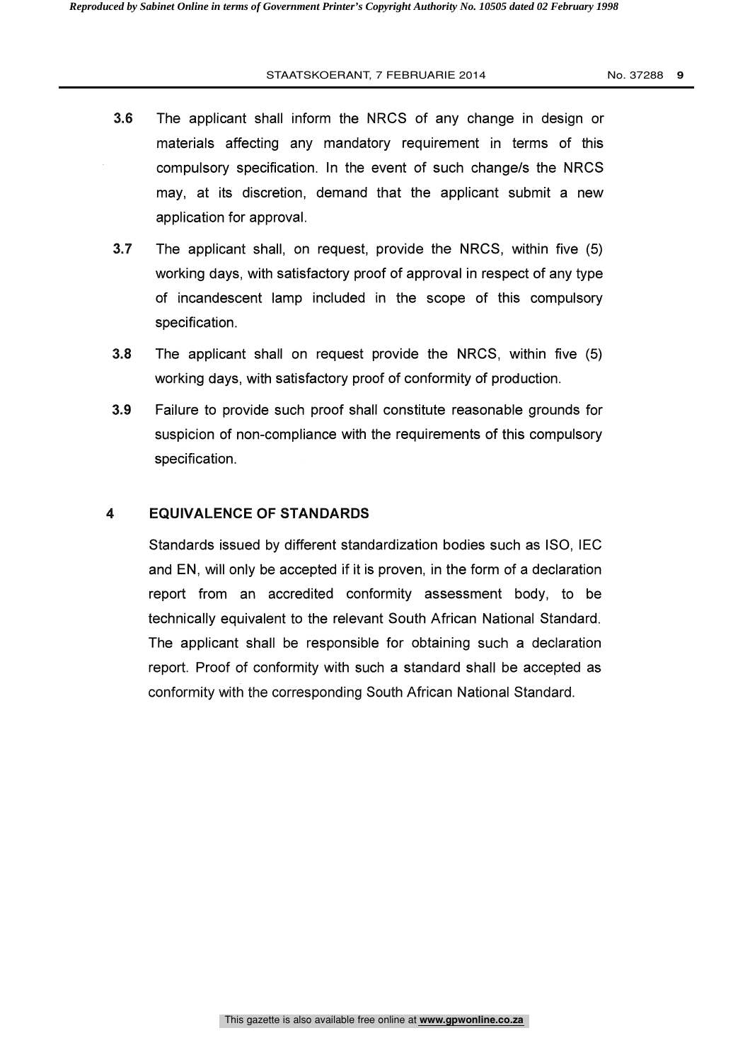**3.6** The applicant shall inform the NRCS of any change in design or materials affecting any mandatory requirement in terms of this compulsory specification. In the event of such change/s the NRCS may, at its discretion, demand that the applicant submit a new application for approval.

**3.7** The applicant shall, on request, provide the NRCS, within five (5) working days, with satisfactory proof of approval in respect of any type of incandescent lamp included in the scope of this compulsory specification.

**3.8** The applicant shall on request provide the NRCS, within five (5) working days, with satisfactory proof of conformity of production.

**3.9** Failure to provide such proof shall constitute reasonable grounds for suspicion of non-compliance with the requirements of this compulsory specification.

## 4 EQUIVALENCE OF STANDARDS

Standards issued by different standardization bodies such as ISO, IEC and EN, will only be accepted if it is proven, in the form of a declaration report from an accredited conformity assessment body, to be technically equivalent to the relevant South African National Standard. The applicant shall be responsible for obtaining such a declaration report. Proof of conformity with such a standard shall be accepted as conformity with the corresponding South African National Standard.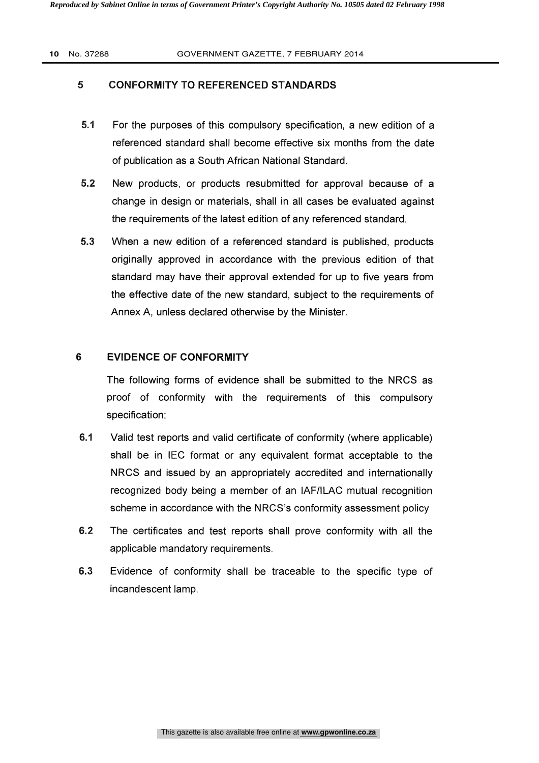## 5 CONFORMITY TO REFERENCED STANDARDS

**5.1** For the purposes of this compulsory specification, a new edition of a referenced standard shall become effective six months from the date of publication as a South African National Standard.

**5.2** New products, or products resubmitted for approval because of a change in design or materials, shall in all cases be evaluated against the requirements of the latest edition of any referenced standard.

**5.3** When a new edition of a referenced standard is published, products originally approved in accordance with the previous edition of that standard may have their approval extended for up to five years from the effective date of the new standard, subject to the requirements of Annex A, unless declared otherwise by the Minister.

## 6 EVIDENCE OF CONFORMITY

The following forms of evidence shall be submitted to the NRCS as proof of conformity with the requirements of this compulsory specification:

**6.1** Valid test reports and valid certificate of conformity (where applicable) shall be in IEC format or any equivalent format acceptable to the NRCS and issued by an appropriately accredited and internationally recognized body being a member of an IAF/ILAC mutual recognition scheme in accordance with the NRCS's conformity assessment policy

**6.2** The certificates and test reports shall prove conformity with all the applicable mandatory requirements.

**6.3** Evidence of conformity shall be traceable to the specific type of incandescent lamp.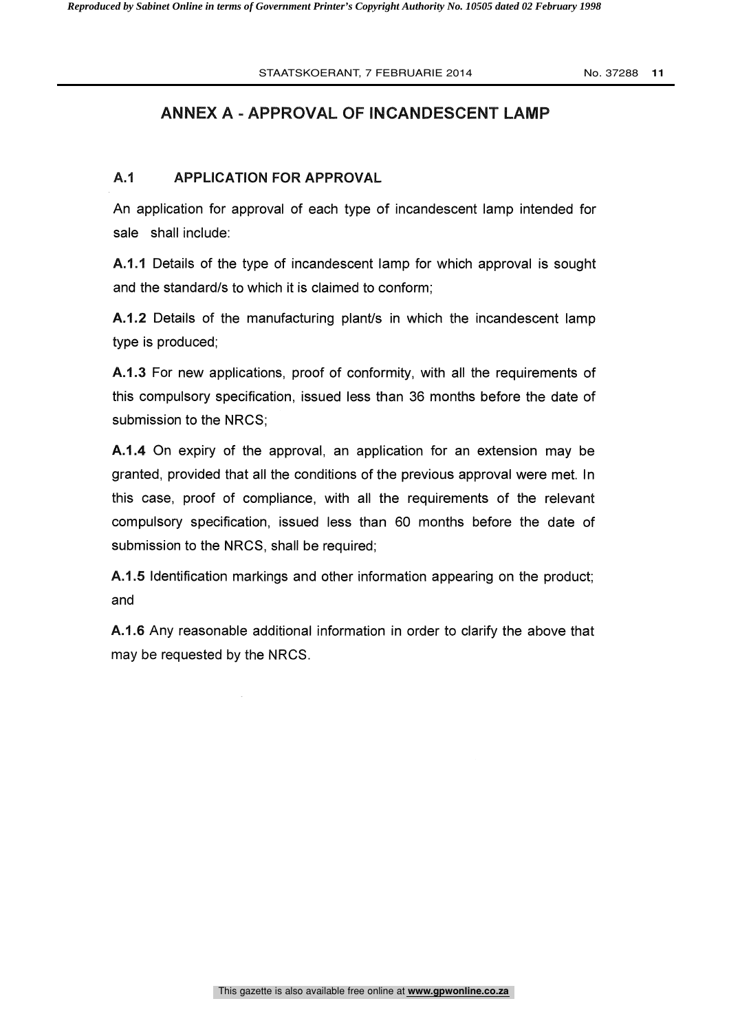## ANNEX A - APPROVAL OF INCANDESCENT LAMP

### A.1 APPLICATION FOR APPROVAL

An application for approval of each type of incandescent lamp intended for sale shall include:

**A.1.1** Details of the type of incandescent lamp for which approval is sought and the standard/s to which it is claimed to conform;

**A.1.2** Details of the manufacturing plant/s in which the incandescent lamp type is produced;

**A.1.3** For new applications, proof of conformity, with all the requirements of this compulsory specification, issued less than 36 months before the date of submission to the NRCS;

**A.1.4** On expiry of the approval, an application for an extension may be granted, provided that all the conditions of the previous approval were met. In this case, proof of compliance, with all the requirements of the relevant compulsory specification, issued less than 60 months before the date of submission to the NRCS, shall be required;

**A.1.5** Identification markings and other information appearing on the product; and

**A.1.6** Any reasonable additional information in order to clarify the above that may be requested by the NRCS.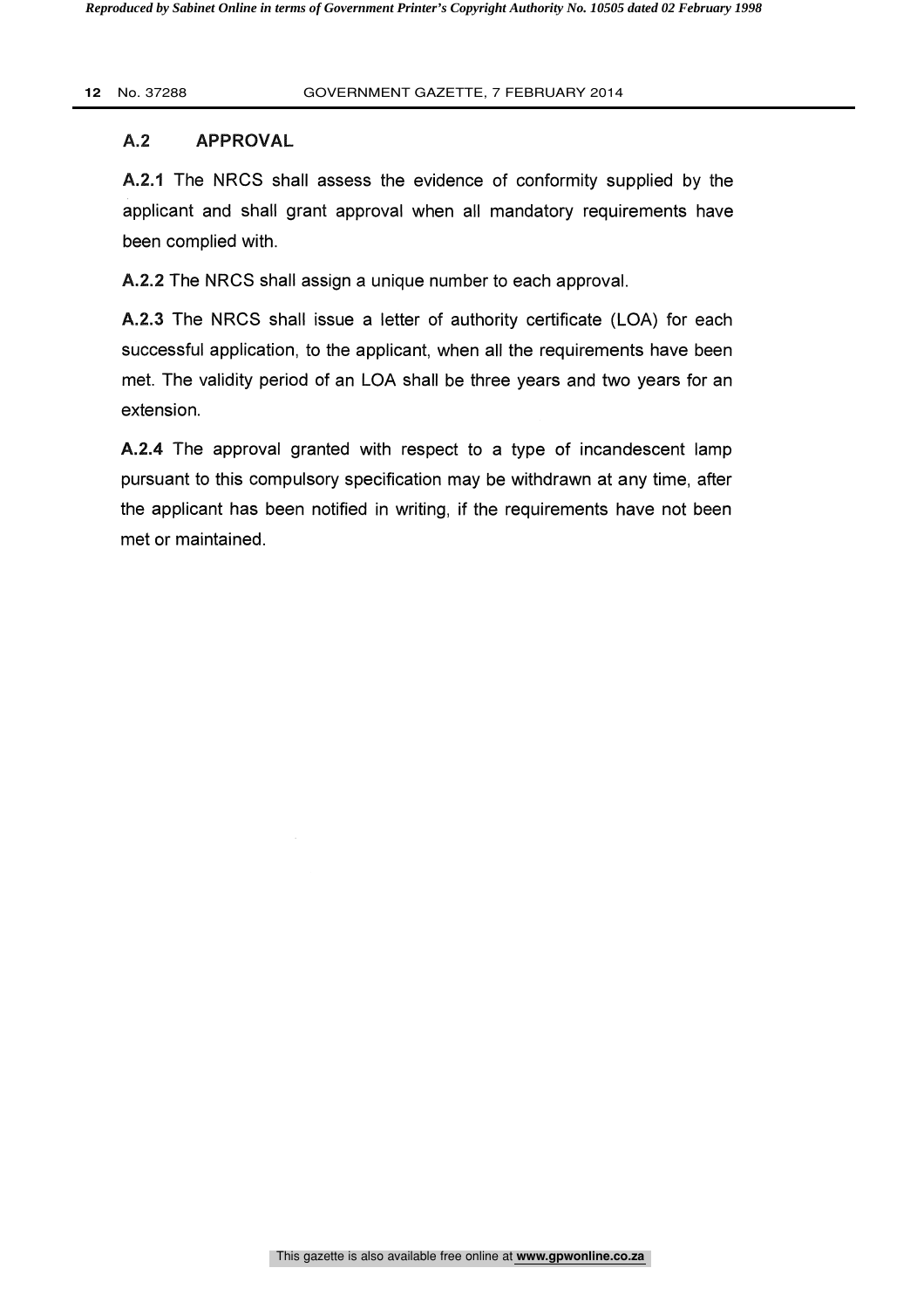## A.2 APPROVAL

**A.2.1** The NRCS shall assess the evidence of conformity supplied by the applicant and shall grant approval when all mandatory requirements have been complied with.

**A.2.2** The NRCS shall assign a unique number to each approval.

**A.2.3** The NRCS shall issue a letter of authority certificate (LOA) for each successful application, to the applicant, when all the requirements have been met. The validity period of an LOA shall be three years and two years for an extension.

**A.2.4** The approval granted with respect to a type of incandescent lamp pursuant to this compulsory specification may be withdrawn at any time, after the applicant has been notified in writing, if the requirements have not been met or maintained.